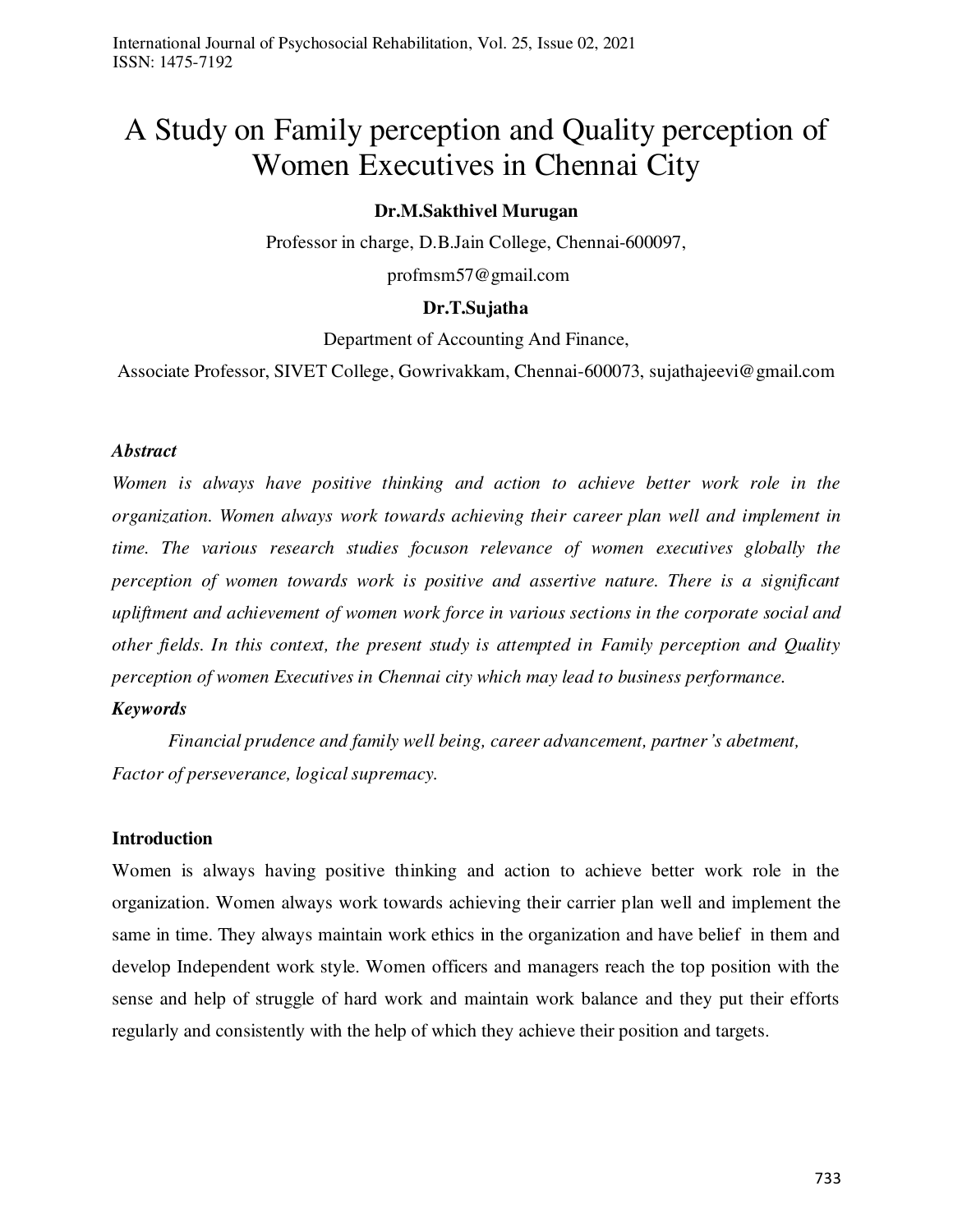# A Study on Family perception and Quality perception of Women Executives in Chennai City

**Dr.M.Sakthivel Murugan**

Professor in charge, D.B.Jain College, Chennai-600097,

profmsm57@gmail.com

**Dr.T.Sujatha**

Department of Accounting And Finance,

Associate Professor, SIVET College, Gowrivakkam, Chennai-600073, sujathajeevi@gmail.com

***Abstract***

*Women is always have positive thinking and action to achieve better work role in the organization. Women always work towards achieving their career plan well and implement in time. The various research studies focuson relevance of women executives globally the perception of women towards work is positive and assertive nature. There is a significant upliftment and achievement of women work force in various sections in the corporate social and other fields. In this context, the present study is attempted in Family perception and Quality perception of women Executives in Chennai city which may lead to business performance.*

***Keywords***

*Financial prudence and family well being, career advancement, partner's abetment, Factor of perseverance, logical supremacy.*

## Introduction

Women is always having positive thinking and action to achieve better work role in the organization. Women always work towards achieving their carrier plan well and implement the same in time. They always maintain work ethics in the organization and have belief in them and develop Independent work style. Women officers and managers reach the top position with the sense and help of struggle of hard work and maintain work balance and they put their efforts regularly and consistently with the help of which they achieve their position and targets.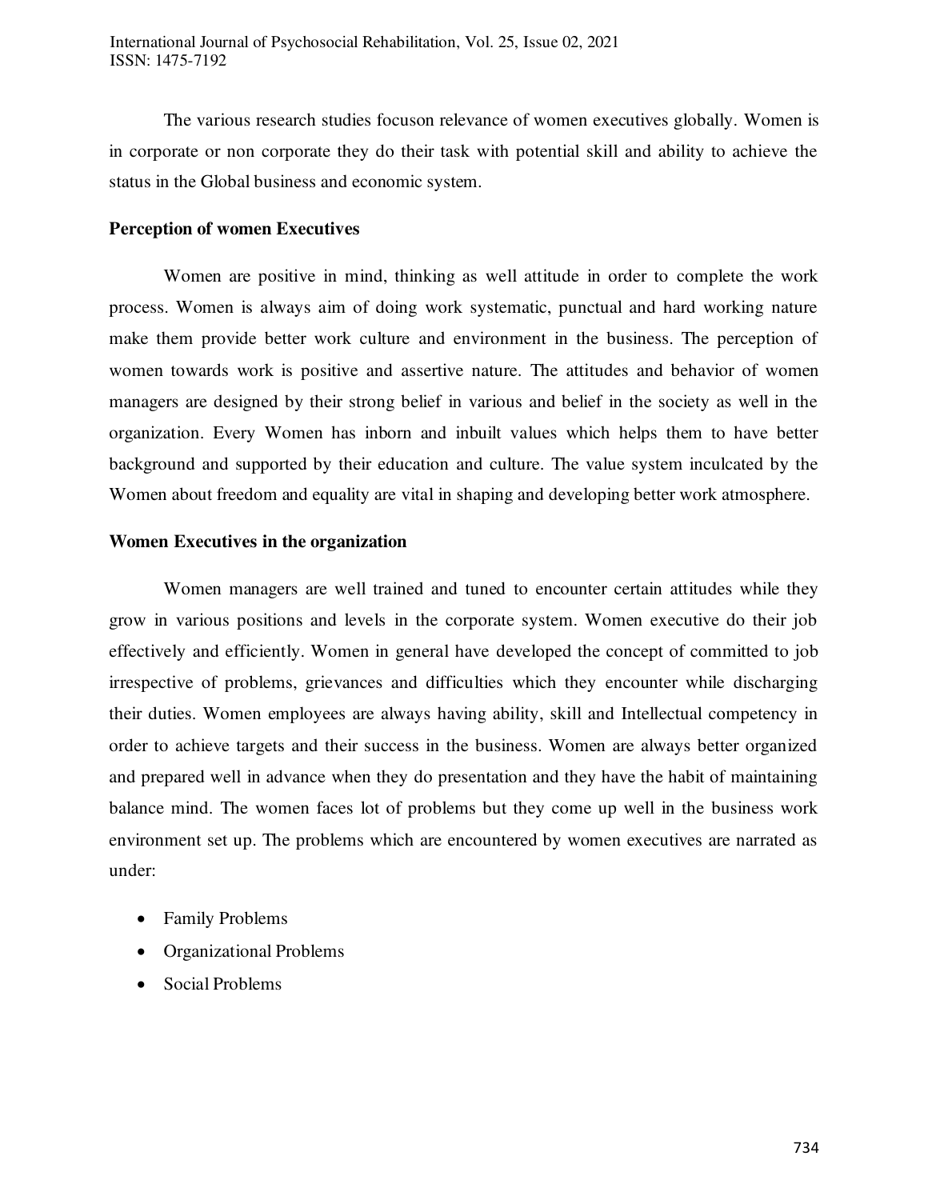The various research studies focuson relevance of women executives globally. Women is in corporate or non corporate they do their task with potential skill and ability to achieve the status in the Global business and economic system.

**Perception of women Executives**

Women are positive in mind, thinking as well attitude in order to complete the work process. Women is always aim of doing work systematic, punctual and hard working nature make them provide better work culture and environment in the business. The perception of women towards work is positive and assertive nature. The attitudes and behavior of women managers are designed by their strong belief in various and belief in the society as well in the organization. Every Women has inborn and inbuilt values which helps them to have better background and supported by their education and culture. The value system inculcated by the Women about freedom and equality are vital in shaping and developing better work atmosphere.

**Women Executives in the organization**

Women managers are well trained and tuned to encounter certain attitudes while they grow in various positions and levels in the corporate system. Women executive do their job effectively and efficiently. Women in general have developed the concept of committed to job irrespective of problems, grievances and difficulties which they encounter while discharging their duties. Women employees are always having ability, skill and Intellectual competency in order to achieve targets and their success in the business. Women are always better organized and prepared well in advance when they do presentation and they have the habit of maintaining balance mind. The women faces lot of problems but they come up well in the business work environment set up. The problems which are encountered by women executives are narrated as under:

- Family Problems
- Organizational Problems
- Social Problems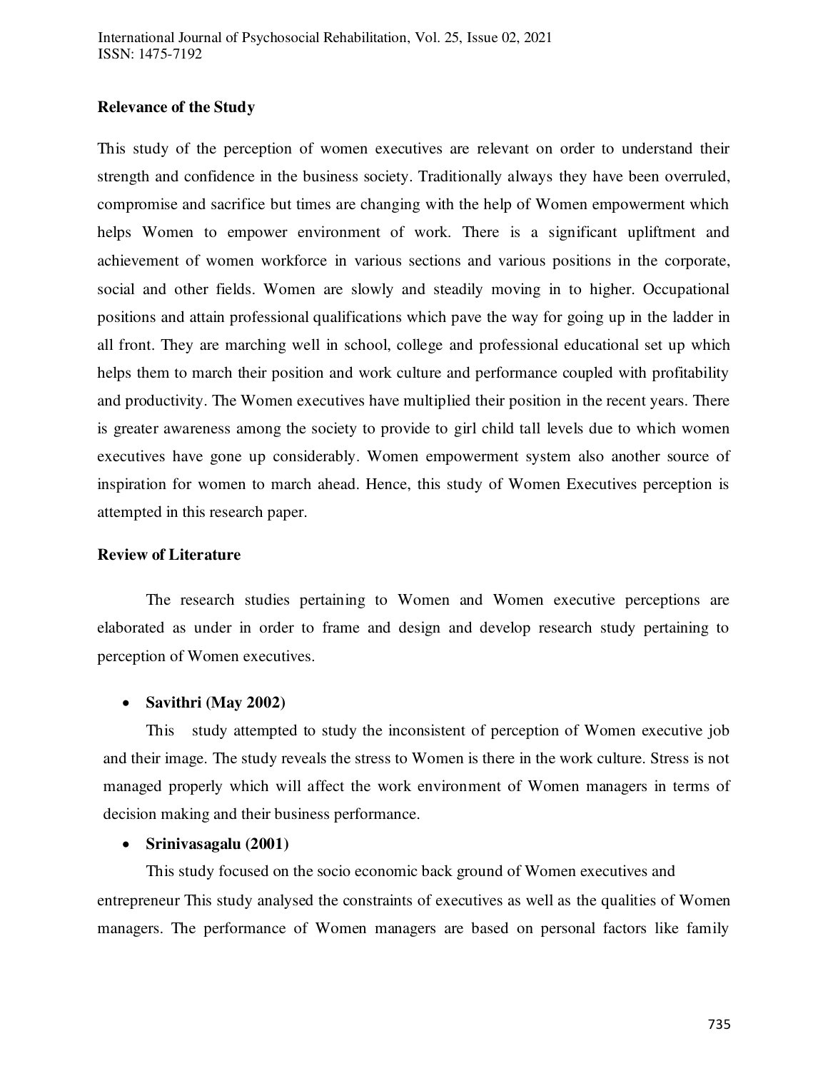**Relevance of the Study**

This study of the perception of women executives are relevant on order to understand their strength and confidence in the business society. Traditionally always they have been overruled, compromise and sacrifice but times are changing with the help of Women empowerment which helps Women to empower environment of work. There is a significant upliftment and achievement of women workforce in various sections and various positions in the corporate, social and other fields. Women are slowly and steadily moving in to higher. Occupational positions and attain professional qualifications which pave the way for going up in the ladder in all front. They are marching well in school, college and professional educational set up which helps them to march their position and work culture and performance coupled with profitability and productivity. The Women executives have multiplied their position in the recent years. There is greater awareness among the society to provide to girl child tall levels due to which women executives have gone up considerably. Women empowerment system also another source of inspiration for women to march ahead. Hence, this study of Women Executives perception is attempted in this research paper.

**Review of Literature**

The research studies pertaining to Women and Women executive perceptions are elaborated as under in order to frame and design and develop research study pertaining to perception of Women executives.

- **Savithri (May 2002)**

  This study attempted to study the inconsistent of perception of Women executive job and their image. The study reveals the stress to Women is there in the work culture. Stress is not managed properly which will affect the work environment of Women managers in terms of decision making and their business performance.

- **Srinivasagalu (2001)**

  This study focused on the socio economic back ground of Women executives and entrepreneur This study analysed the constraints of executives as well as the qualities of Women managers. The performance of Women managers are based on personal factors like family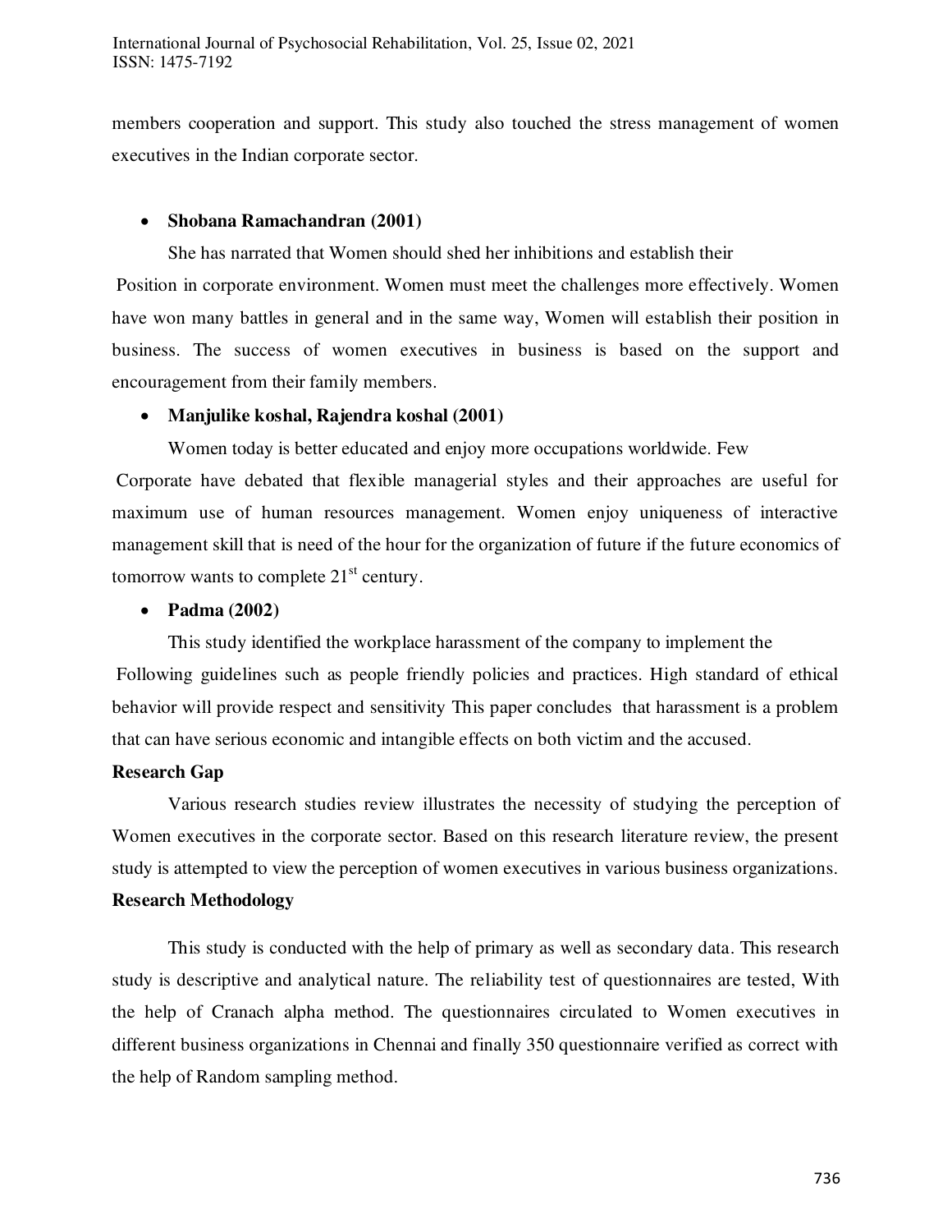members cooperation and support. This study also touched the stress management of women executives in the Indian corporate sector.

- **Shobana Ramachandran (2001)**

She has narrated that Women should shed her inhibitions and establish their Position in corporate environment. Women must meet the challenges more effectively. Women have won many battles in general and in the same way, Women will establish their position in business. The success of women executives in business is based on the support and encouragement from their family members.

- **Manjulike koshal, Rajendra koshal (2001)**

Women today is better educated and enjoy more occupations worldwide. Few Corporate have debated that flexible managerial styles and their approaches are useful for maximum use of human resources management. Women enjoy uniqueness of interactive management skill that is need of the hour for the organization of future if the future economics of tomorrow wants to complete 21st century.

- **Padma (2002)**

This study identified the workplace harassment of the company to implement the Following guidelines such as people friendly policies and practices. High standard of ethical behavior will provide respect and sensitivity This paper concludes that harassment is a problem that can have serious economic and intangible effects on both victim and the accused.

**Research Gap**

Various research studies review illustrates the necessity of studying the perception of Women executives in the corporate sector. Based on this research literature review, the present study is attempted to view the perception of women executives in various business organizations.

**Research Methodology**

This study is conducted with the help of primary as well as secondary data. This research study is descriptive and analytical nature. The reliability test of questionnaires are tested, With the help of Cranach alpha method. The questionnaires circulated to Women executives in different business organizations in Chennai and finally 350 questionnaire verified as correct with the help of Random sampling method.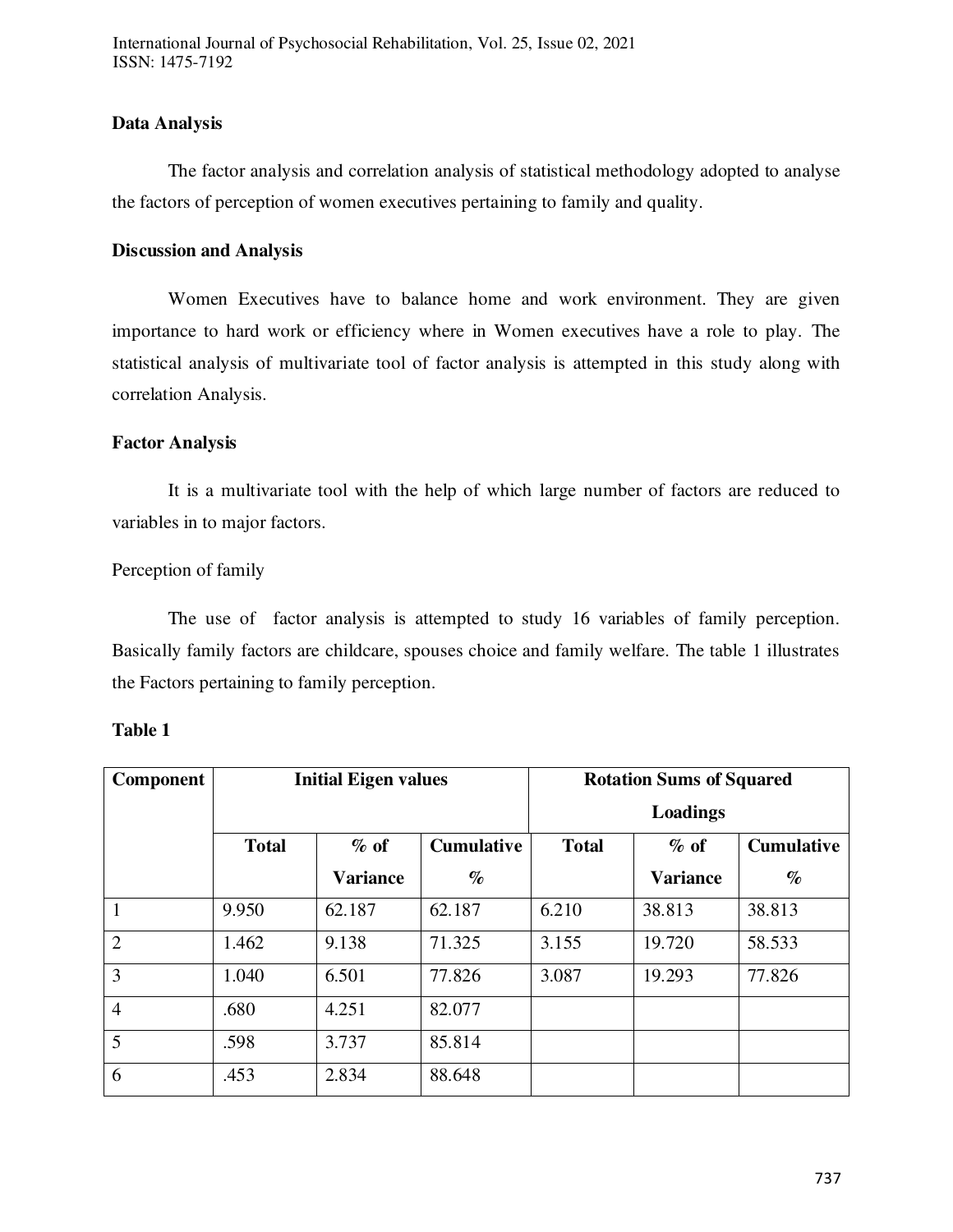**Data Analysis**

The factor analysis and correlation analysis of statistical methodology adopted to analyse the factors of perception of women executives pertaining to family and quality.

**Discussion and Analysis**

Women Executives have to balance home and work environment. They are given importance to hard work or efficiency where in Women executives have a role to play. The statistical analysis of multivariate tool of factor analysis is attempted in this study along with correlation Analysis.

**Factor Analysis**

It is a multivariate tool with the help of which large number of factors are reduced to variables in to major factors.

Perception of family

The use of factor analysis is attempted to study 16 variables of family perception. Basically family factors are childcare, spouses choice and family welfare. The table 1 illustrates the Factors pertaining to family perception.

**Table 1**

| Component | Initial Eigen values | | | Rotation Sums of Squared Loadings | | |
|---|---|---|---|---|---|---|
| | Total | % of Variance | Cumulative % | Total | % of Variance | Cumulative % |
| 1 | 9.950 | 62.187 | 62.187 | 6.210 | 38.813 | 38.813 |
| 2 | 1.462 | 9.138 | 71.325 | 3.155 | 19.720 | 58.533 |
| 3 | 1.040 | 6.501 | 77.826 | 3.087 | 19.293 | 77.826 |
| 4 | .680 | 4.251 | 82.077 | | | |
| 5 | .598 | 3.737 | 85.814 | | | |
| 6 | .453 | 2.834 | 88.648 | | | |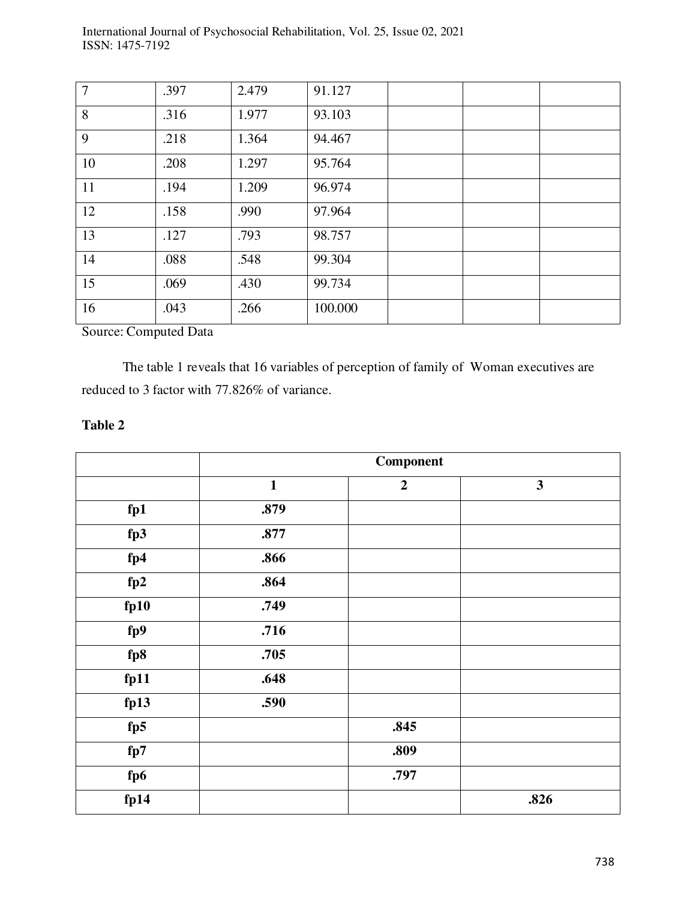| 7 | .397 | 2.479 | 91.127 | | | |
|---|---|---|---|---|---|---|
| 8 | .316 | 1.977 | 93.103 | | | |
| 9 | .218 | 1.364 | 94.467 | | | |
| 10 | .208 | 1.297 | 95.764 | | | |
| 11 | .194 | 1.209 | 96.974 | | | |
| 12 | .158 | .990 | 97.964 | | | |
| 13 | .127 | .793 | 98.757 | | | |
| 14 | .088 | .548 | 99.304 | | | |
| 15 | .069 | .430 | 99.734 | | | |
| 16 | .043 | .266 | 100.000 | | | |

Source: Computed Data

The table 1 reveals that 16 variables of perception of family of Woman executives are reduced to 3 factor with 77.826% of variance.

**Table 2**

| | **Component** | | |
|---|---|---|---|
| | **1** | **2** | **3** |
| **fp1** | **.879** | | |
| **fp3** | **.877** | | |
| **fp4** | **.866** | | |
| **fp2** | **.864** | | |
| **fp10** | **.749** | | |
| **fp9** | **.716** | | |
| **fp8** | **.705** | | |
| **fp11** | **.648** | | |
| **fp13** | **.590** | | |
| **fp5** | | **.845** | |
| **fp7** | | **.809** | |
| **fp6** | | **.797** | |
| **fp14** | | | **.826** |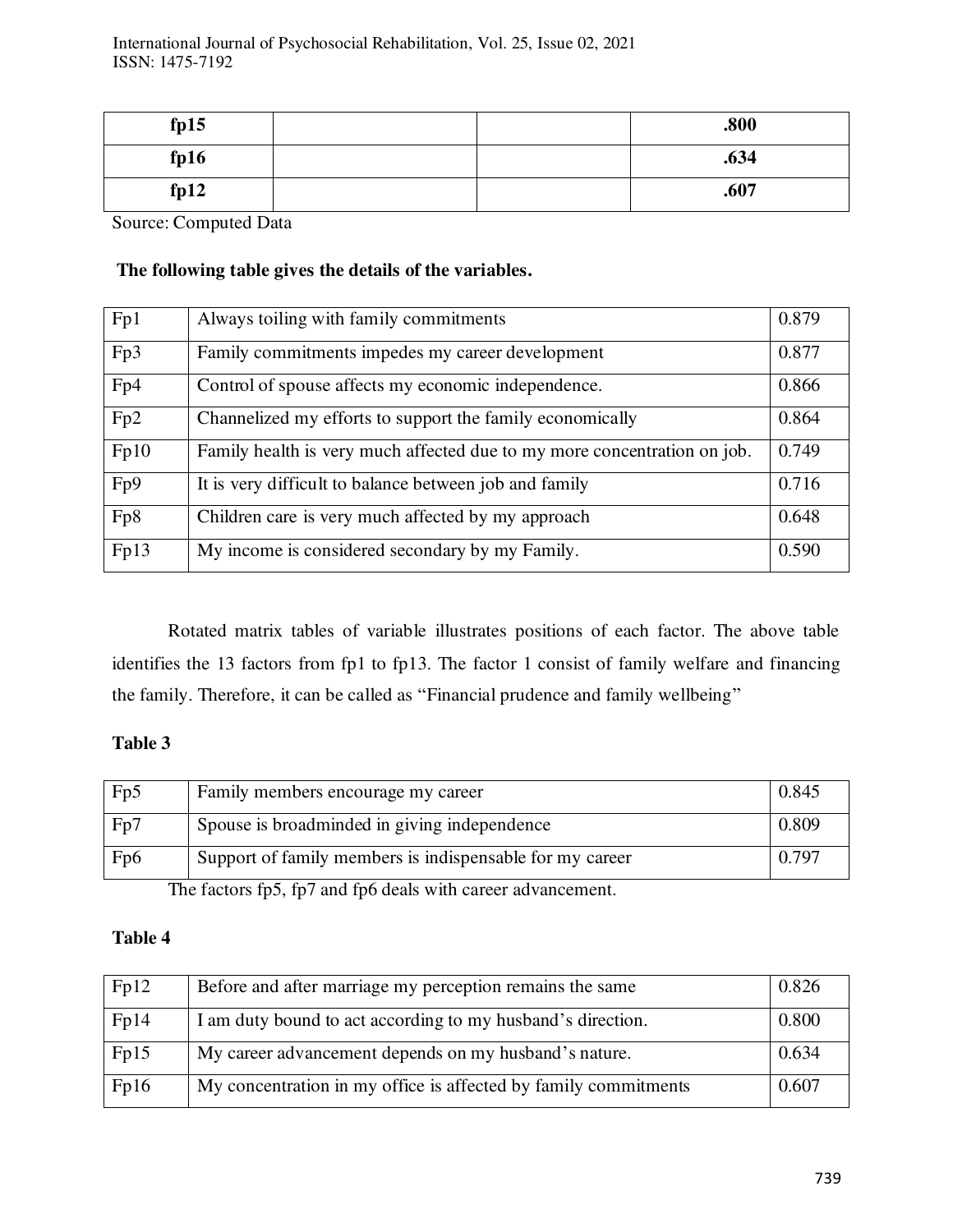| **fp15** | | | **.800** |
|---|---|---|---|
| **fp16** | | | **.634** |
| **fp12** | | | **.607** |

Source: Computed Data

**The following table gives the details of the variables.**

| Fp1 | Always toiling with family commitments | 0.879 |
|---|---|---|
| Fp3 | Family commitments impedes my career development | 0.877 |
| Fp4 | Control of spouse affects my economic independence. | 0.866 |
| Fp2 | Channelized my efforts to support the family economically | 0.864 |
| Fp10 | Family health is very much affected due to my more concentration on job. | 0.749 |
| Fp9 | It is very difficult to balance between job and family | 0.716 |
| Fp8 | Children care is very much affected by my approach | 0.648 |
| Fp13 | My income is considered secondary by my Family. | 0.590 |

Rotated matrix tables of variable illustrates positions of each factor. The above table identifies the 13 factors from fp1 to fp13. The factor 1 consist of family welfare and financing the family. Therefore, it can be called as "Financial prudence and family wellbeing"

**Table 3**

| Fp5 | Family members encourage my career | 0.845 |
|---|---|---|
| Fp7 | Spouse is broadminded in giving independence | 0.809 |
| Fp6 | Support of family members is indispensable for my career | 0.797 |

The factors fp5, fp7 and fp6 deals with career advancement.

**Table 4**

| Fp12 | Before and after marriage my perception remains the same | 0.826 |
|---|---|---|
| Fp14 | I am duty bound to act according to my husband's direction. | 0.800 |
| Fp15 | My career advancement depends on my husband's nature. | 0.634 |
| Fp16 | My concentration in my office is affected by family commitments | 0.607 |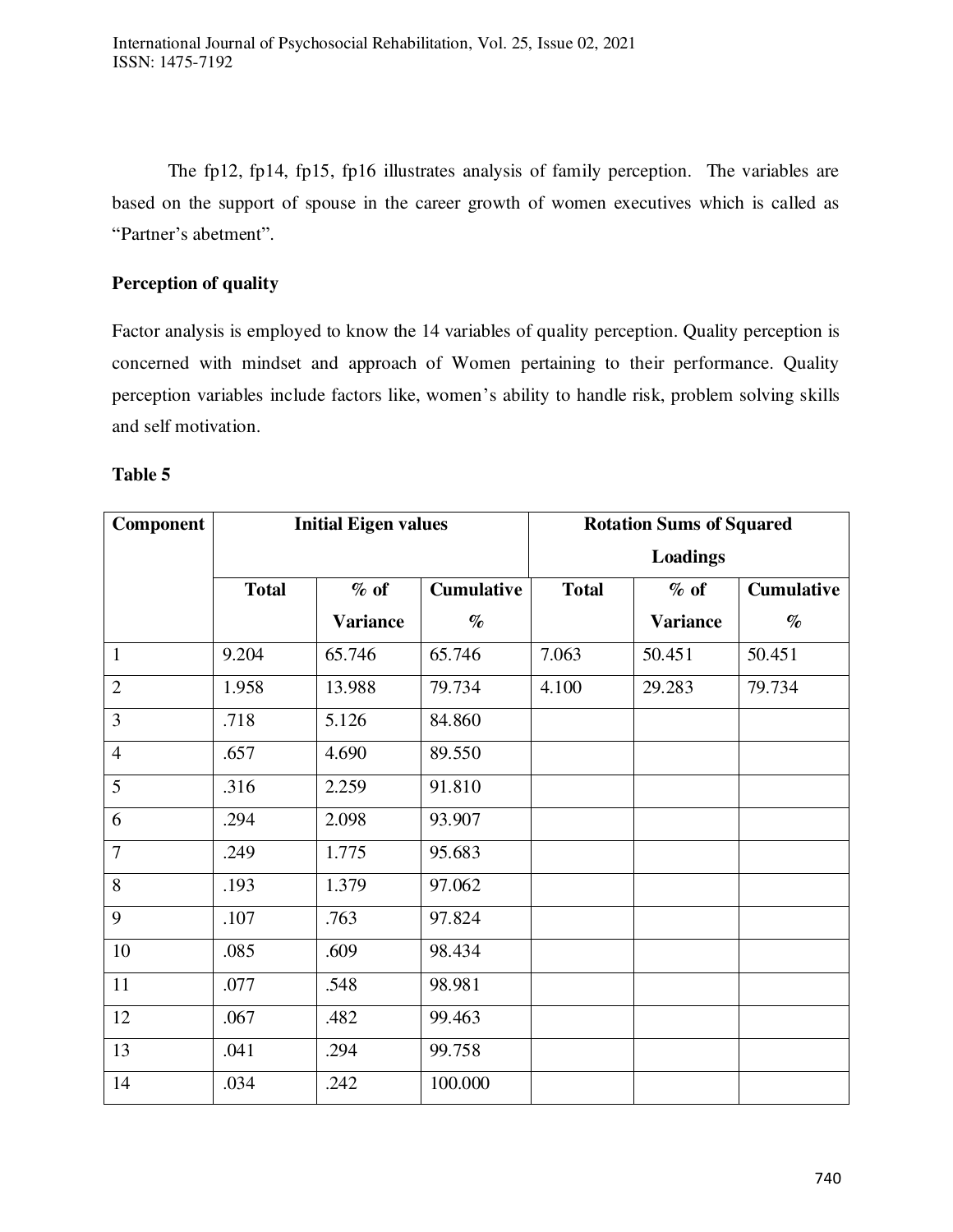The fp12, fp14, fp15, fp16 illustrates analysis of family perception. The variables are based on the support of spouse in the career growth of women executives which is called as "Partner's abetment".

**Perception of quality**

Factor analysis is employed to know the 14 variables of quality perception. Quality perception is concerned with mindset and approach of Women pertaining to their performance. Quality perception variables include factors like, women's ability to handle risk, problem solving skills and self motivation.

**Table 5**

| Component | Initial Eigen values | | | Rotation Sums of Squared Loadings | | |
|---|---|---|---|---|---|---|
| | Total | % of Variance | Cumulative % | Total | % of Variance | Cumulative % |
| 1 | 9.204 | 65.746 | 65.746 | 7.063 | 50.451 | 50.451 |
| 2 | 1.958 | 13.988 | 79.734 | 4.100 | 29.283 | 79.734 |
| 3 | .718 | 5.126 | 84.860 | | | |
| 4 | .657 | 4.690 | 89.550 | | | |
| 5 | .316 | 2.259 | 91.810 | | | |
| 6 | .294 | 2.098 | 93.907 | | | |
| 7 | .249 | 1.775 | 95.683 | | | |
| 8 | .193 | 1.379 | 97.062 | | | |
| 9 | .107 | .763 | 97.824 | | | |
| 10 | .085 | .609 | 98.434 | | | |
| 11 | .077 | .548 | 98.981 | | | |
| 12 | .067 | .482 | 99.463 | | | |
| 13 | .041 | .294 | 99.758 | | | |
| 14 | .034 | .242 | 100.000 | | | |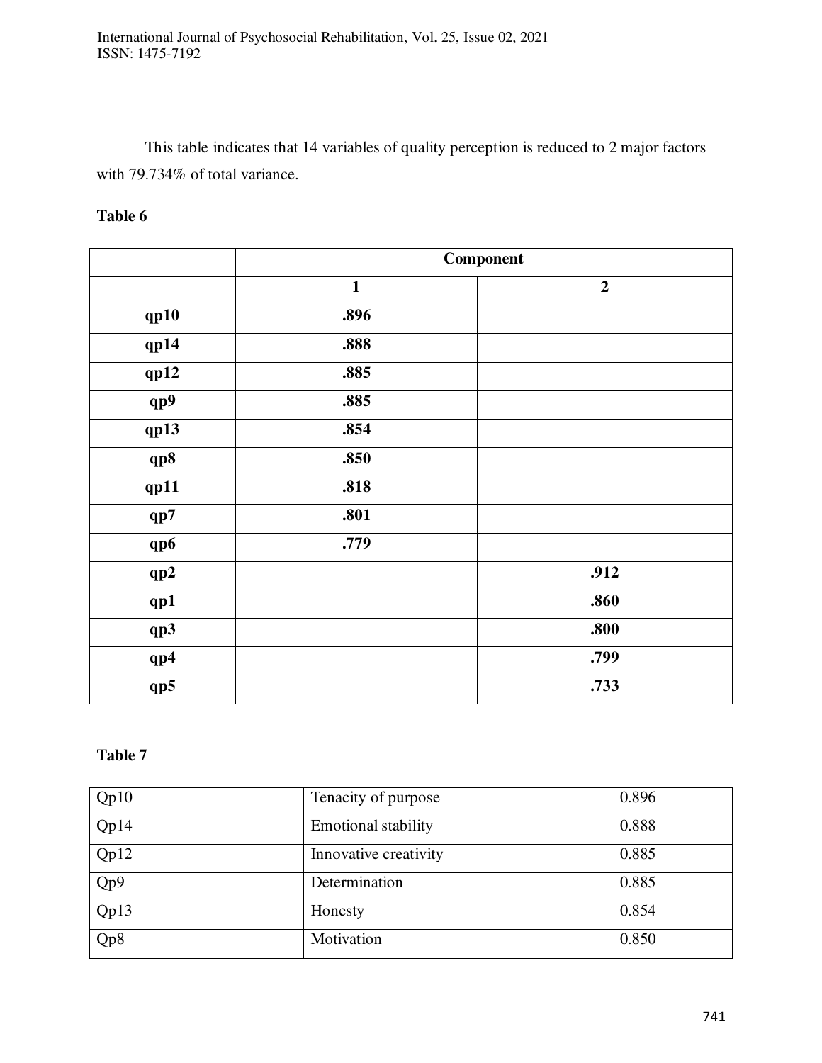This table indicates that 14 variables of quality perception is reduced to 2 major factors with 79.734% of total variance.

**Table 6**

| | **Component** | |
|---|---|---|
| | **1** | **2** |
| **qp10** | **.896** | |
| **qp14** | **.888** | |
| **qp12** | **.885** | |
| **qp9** | **.885** | |
| **qp13** | **.854** | |
| **qp8** | **.850** | |
| **qp11** | **.818** | |
| **qp7** | **.801** | |
| **qp6** | **.779** | |
| **qp2** | | **.912** |
| **qp1** | | **.860** |
| **qp3** | | **.800** |
| **qp4** | | **.799** |
| **qp5** | | **.733** |

**Table 7**

| | | |
|---|---|---|
| Qp10 | Tenacity of purpose | 0.896 |
| Qp14 | Emotional stability | 0.888 |
| Qp12 | Innovative creativity | 0.885 |
| Qp9 | Determination | 0.885 |
| Qp13 | Honesty | 0.854 |
| Qp8 | Motivation | 0.850 |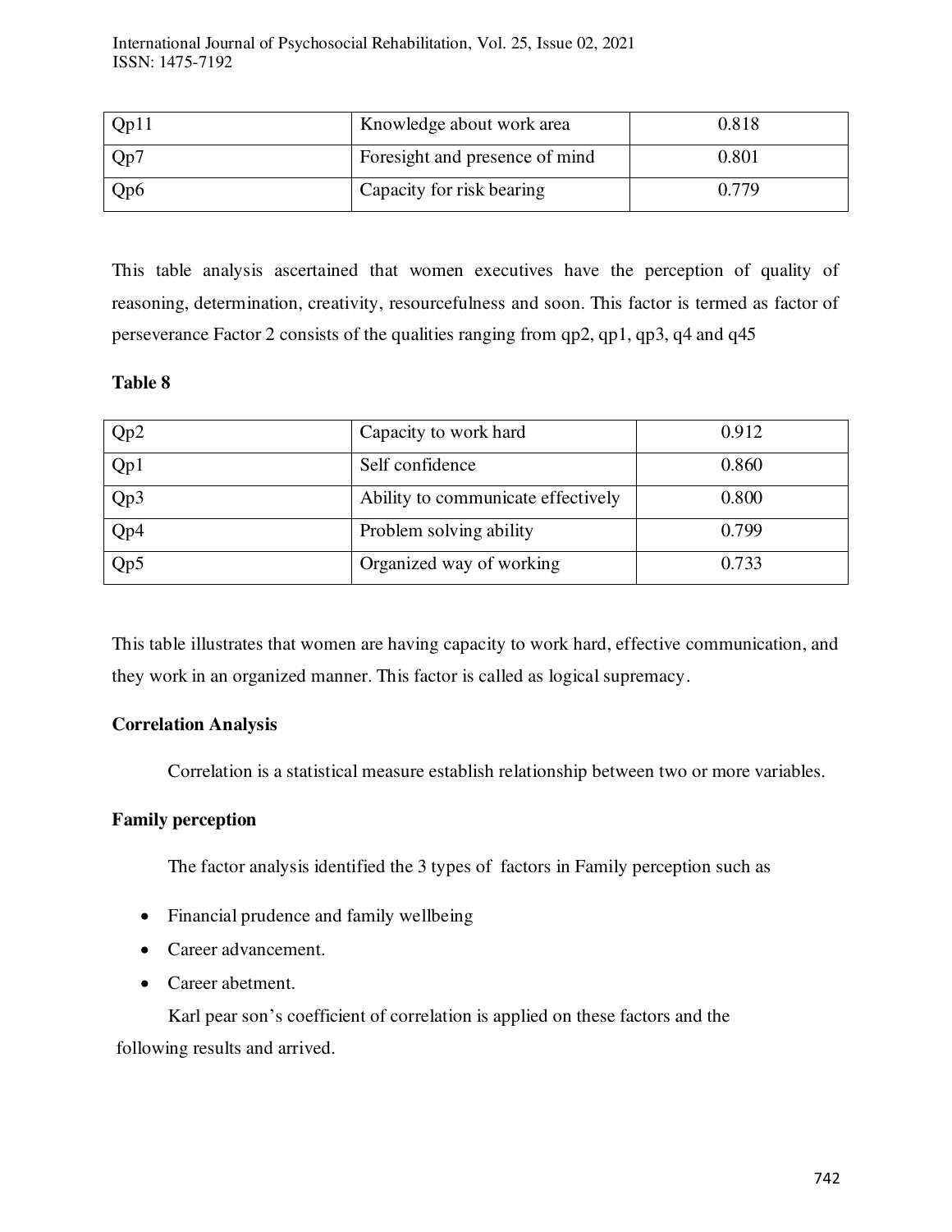| Qp11 | Knowledge about work area | 0.818 |
|---|---|---|
| Qp7 | Foresight and presence of mind | 0.801 |
| Qp6 | Capacity for risk bearing | 0.779 |

This table analysis ascertained that women executives have the perception of quality of reasoning, determination, creativity, resourcefulness and soon. This factor is termed as factor of perseverance Factor 2 consists of the qualities ranging from qp2, qp1, qp3, q4 and q45

**Table 8**

| Qp2 | Capacity to work hard | 0.912 |
|---|---|---|
| Qp1 | Self confidence | 0.860 |
| Qp3 | Ability to communicate effectively | 0.800 |
| Qp4 | Problem solving ability | 0.799 |
| Qp5 | Organized way of working | 0.733 |

This table illustrates that women are having capacity to work hard, effective communication, and they work in an organized manner. This factor is called as logical supremacy.

**Correlation Analysis**

Correlation is a statistical measure establish relationship between two or more variables.

**Family perception**

The factor analysis identified the 3 types of factors in Family perception such as

- Financial prudence and family wellbeing
- Career advancement.
- Career abetment.

Karl pear son's coefficient of correlation is applied on these factors and the following results and arrived.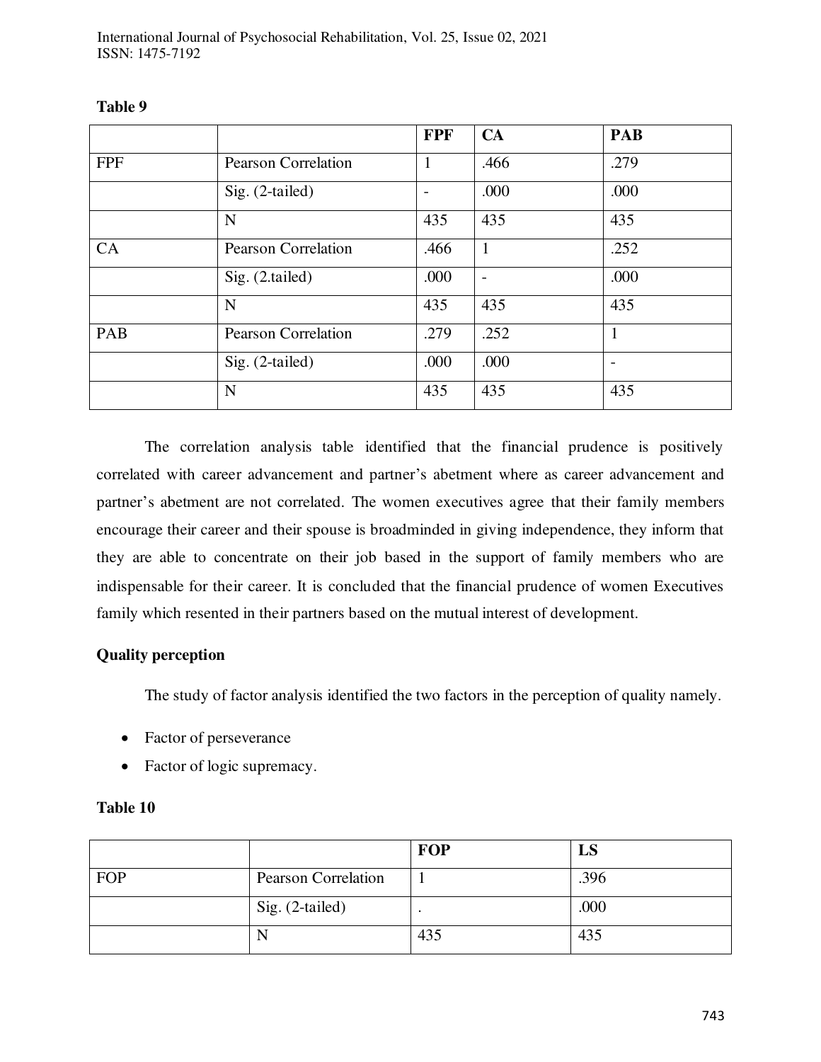**Table 9**

| | | FPF | CA | PAB |
|---|---|---|---|---|
| FPF | Pearson Correlation | 1 | .466 | .279 |
| | Sig. (2-tailed) | - | .000 | .000 |
| | N | 435 | 435 | 435 |
| CA | Pearson Correlation | .466 | 1 | .252 |
| | Sig. (2.tailed) | .000 | - | .000 |
| | N | 435 | 435 | 435 |
| PAB | Pearson Correlation | .279 | .252 | 1 |
| | Sig. (2-tailed) | .000 | .000 | - |
| | N | 435 | 435 | 435 |

The correlation analysis table identified that the financial prudence is positively correlated with career advancement and partner's abetment where as career advancement and partner's abetment are not correlated. The women executives agree that their family members encourage their career and their spouse is broadminded in giving independence, they inform that they are able to concentrate on their job based in the support of family members who are indispensable for their career. It is concluded that the financial prudence of women Executives family which resented in their partners based on the mutual interest of development.

**Quality perception**

The study of factor analysis identified the two factors in the perception of quality namely.

- Factor of perseverance
- Factor of logic supremacy.

**Table 10**

| | | FOP | LS |
|---|---|---|---|
| FOP | Pearson Correlation | 1 | .396 |
| | Sig. (2-tailed) | . | .000 |
| | N | 435 | 435 |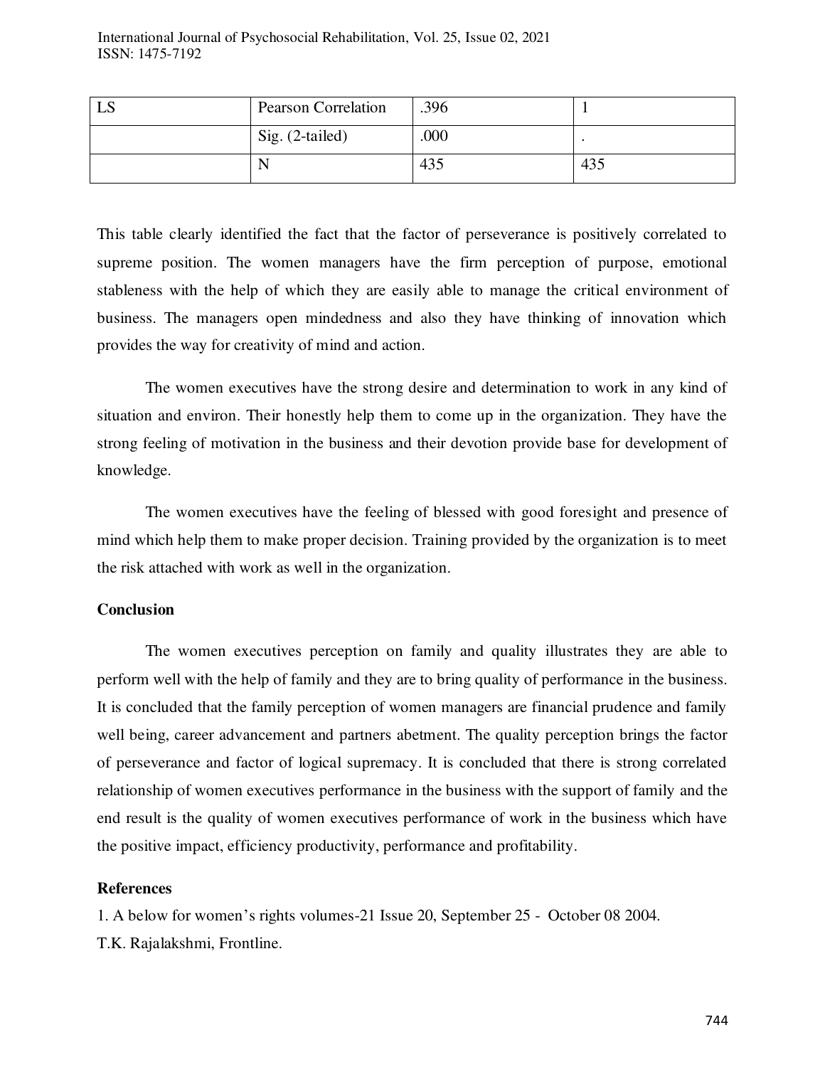| LS | Pearson Correlation | .396 | 1 |
|---|---|---|---|
| | Sig. (2-tailed) | .000 | . |
| | N | 435 | 435 |

This table clearly identified the fact that the factor of perseverance is positively correlated to supreme position. The women managers have the firm perception of purpose, emotional stableness with the help of which they are easily able to manage the critical environment of business. The managers open mindedness and also they have thinking of innovation which provides the way for creativity of mind and action.

The women executives have the strong desire and determination to work in any kind of situation and environ. Their honestly help them to come up in the organization. They have the strong feeling of motivation in the business and their devotion provide base for development of knowledge.

The women executives have the feeling of blessed with good foresight and presence of mind which help them to make proper decision. Training provided by the organization is to meet the risk attached with work as well in the organization.

**Conclusion**

The women executives perception on family and quality illustrates they are able to perform well with the help of family and they are to bring quality of performance in the business. It is concluded that the family perception of women managers are financial prudence and family well being, career advancement and partners abetment. The quality perception brings the factor of perseverance and factor of logical supremacy. It is concluded that there is strong correlated relationship of women executives performance in the business with the support of family and the end result is the quality of women executives performance of work in the business which have the positive impact, efficiency productivity, performance and profitability.

**References**

1. A below for women's rights volumes-21 Issue 20, September 25 - October 08 2004. T.K. Rajalakshmi, Frontline.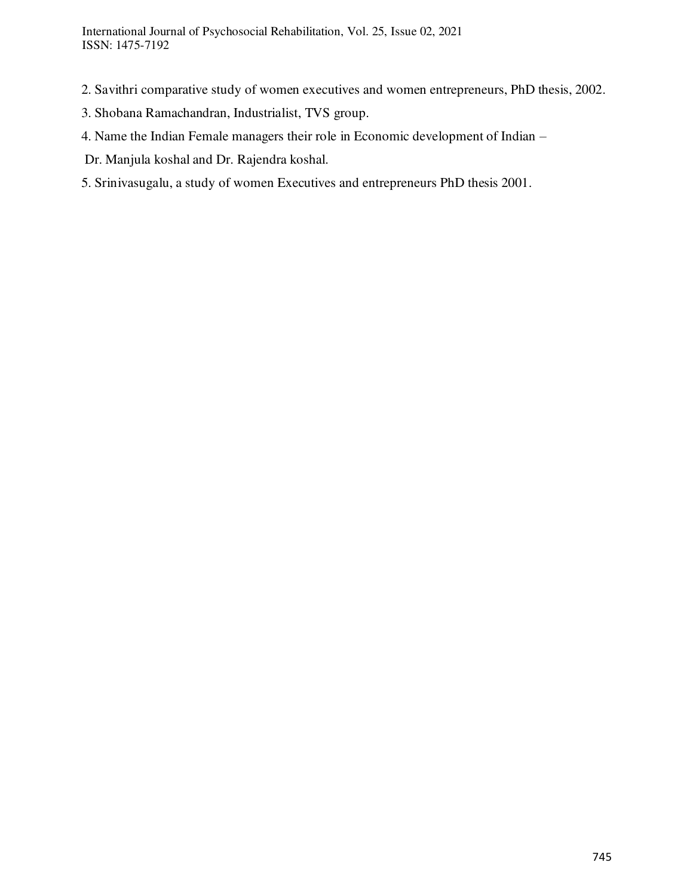2. Savithri comparative study of women executives and women entrepreneurs, PhD thesis, 2002.

3. Shobana Ramachandran, Industrialist, TVS group.

4. Name the Indian Female managers their role in Economic development of Indian –

Dr. Manjula koshal and Dr. Rajendra koshal.

5. Srinivasugalu, a study of women Executives and entrepreneurs PhD thesis 2001.